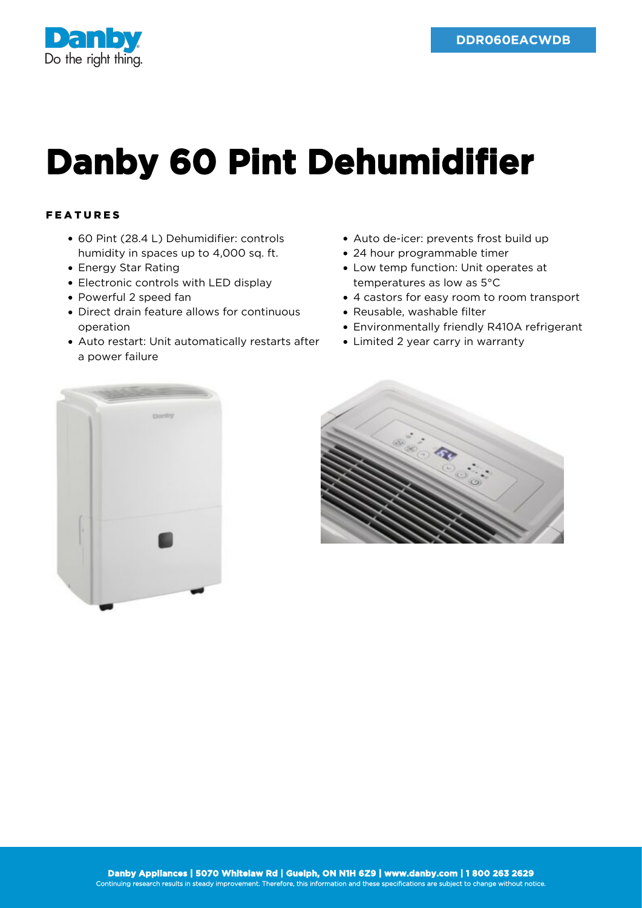Danby
Do the right thing.

DDR060EACWDB

# Danby 60 Pint Dehumidifier

## FEATURES

- 60 Pint (28.4 L) Dehumidifier: controls humidity in spaces up to 4,000 sq. ft.
- Energy Star Rating
- Electronic controls with LED display
- Powerful 2 speed fan
- Direct drain feature allows for continuous operation
- Auto restart: Unit automatically restarts after a power failure
- Auto de-icer: prevents frost build up
- 24 hour programmable timer
- Low temp function: Unit operates at temperatures as low as 5°C
- 4 castors for easy room to room transport
- Reusable, washable filter
- Environmentally friendly R410A refrigerant
- Limited 2 year carry in warranty

**Danby Appliances | 5070 Whitelaw Rd | Guelph, ON N1H 6Z9 | www.danby.com | 1 800 263 2629**
Continuing research results in steady improvement. Therefore, this information and these specifications are subject to change without notice.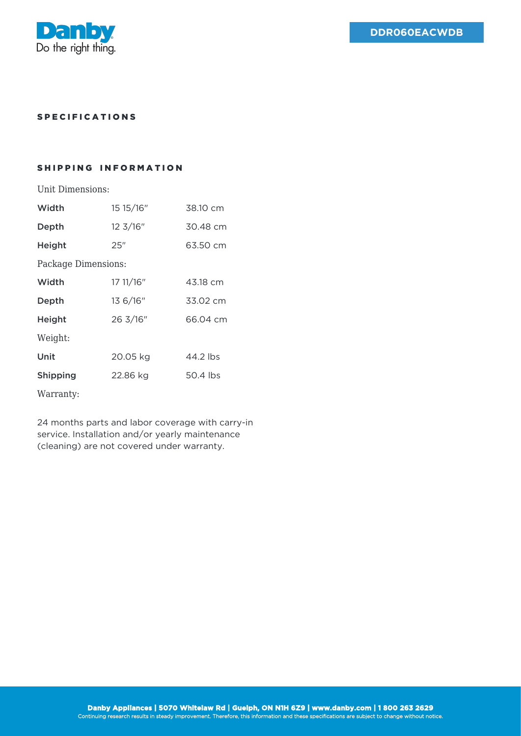DDR060EACWDB

## SPECIFICATIONS

### SHIPPING INFORMATION

Unit Dimensions:

| | | |
|---|---|---|
| **Width** | 15 15/16″ | 38.10 cm |
| **Depth** | 12 3/16″ | 30.48 cm |
| **Height** | 25″ | 63.50 cm |

Package Dimensions:

| | | |
|---|---|---|
| **Width** | 17 11/16″ | 43.18 cm |
| **Depth** | 13 6/16″ | 33.02 cm |
| **Height** | 26 3/16″ | 66.04 cm |

Weight:

| | | |
|---|---|---|
| **Unit** | 20.05 kg | 44.2 lbs |
| **Shipping** | 22.86 kg | 50.4 lbs |

Warranty:

24 months parts and labor coverage with carry-in service. Installation and/or yearly maintenance (cleaning) are not covered under warranty.

**Danby Appliances | 5070 Whitelaw Rd | Guelph, ON N1H 6Z9 | www.danby.com | 1 800 263 2629**
Continuing research results in steady improvement. Therefore, this information and these specifications are subject to change without notice.